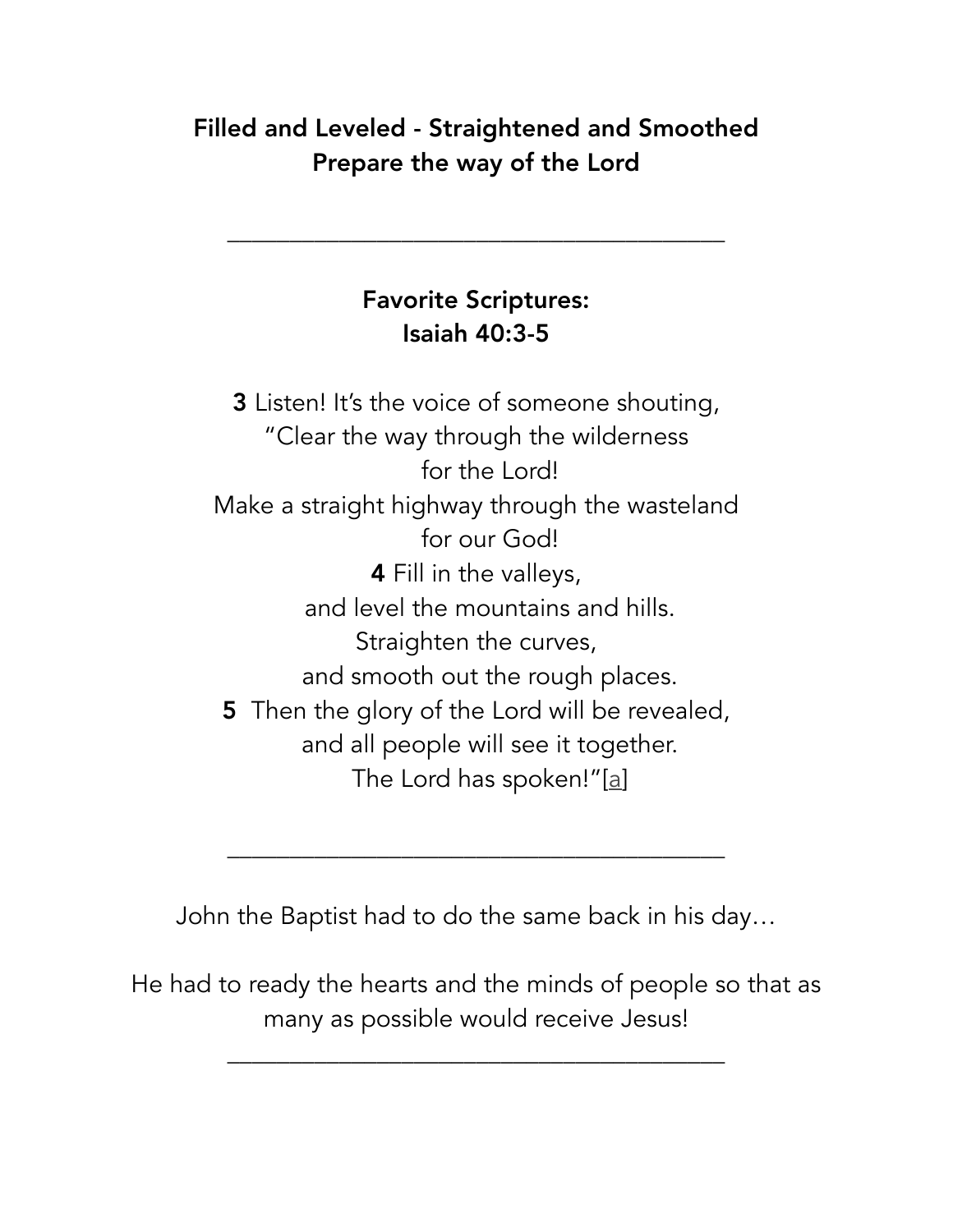**Filled and Leveled - Straightened and Smoothed**
**Prepare the way of the Lord**

---

**Favorite Scriptures:**
**Isaiah 40:3-5**

**3** Listen! It's the voice of someone shouting,
"Clear the way through the wilderness
for the Lord!
Make a straight highway through the wasteland
for our God!
**4** Fill in the valleys,
and level the mountains and hills.
Straighten the curves,
and smooth out the rough places.
**5** Then the glory of the Lord will be revealed,
and all people will see it together.
The Lord has spoken!"[a]

---

John the Baptist had to do the same back in his day…

He had to ready the hearts and the minds of people so that as many as possible would receive Jesus!

---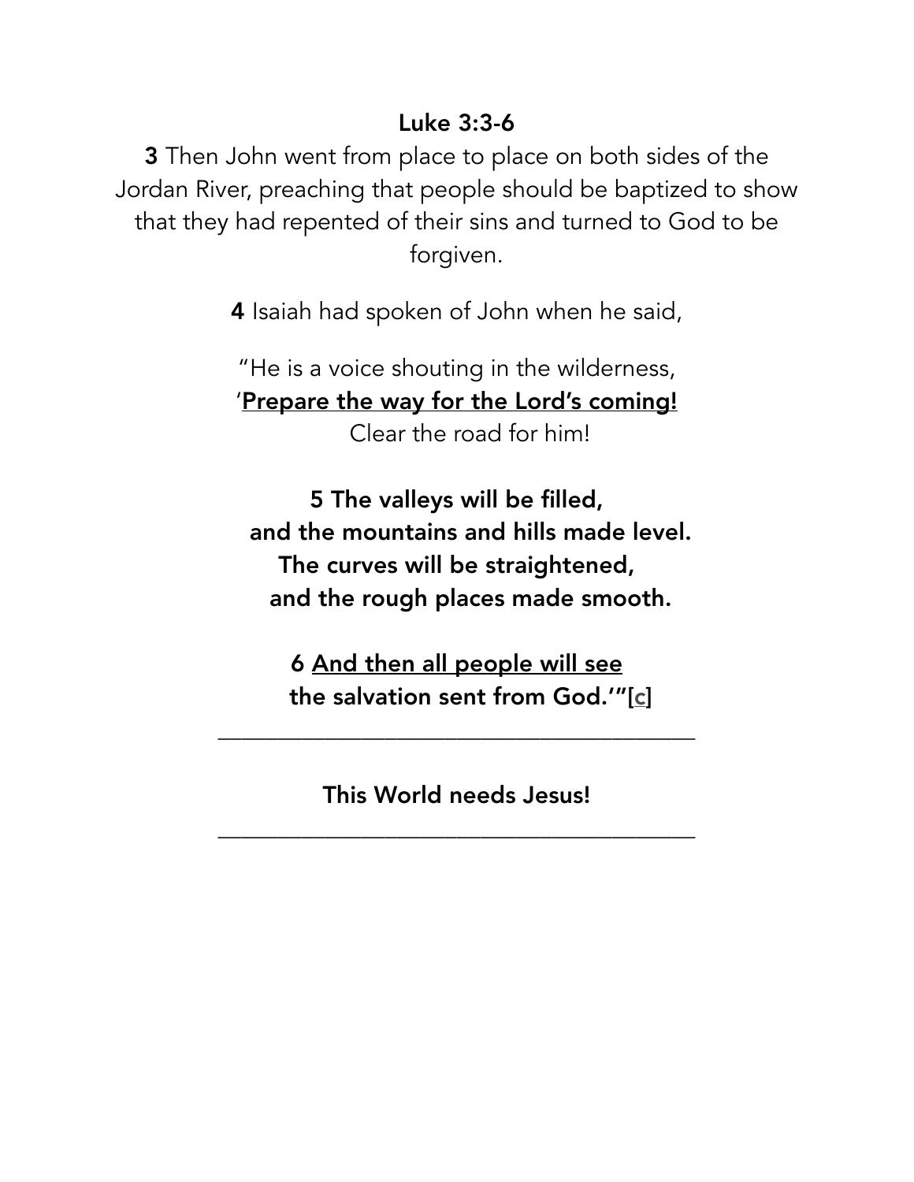**Luke 3:3-6**

**3** Then John went from place to place on both sides of the Jordan River, preaching that people should be baptized to show that they had repented of their sins and turned to God to be forgiven.

**4** Isaiah had spoken of John when he said,

"He is a voice shouting in the wilderness,
'<u>**Prepare the way for the Lord's coming!**</u>
Clear the road for him!

**5 The valleys will be filled,**
**and the mountains and hills made level.**
**The curves will be straightened,**
**and the rough places made smooth.**

**6 <u>And then all people will see</u>**
**the salvation sent from God.'"[c]**

---

**This World needs Jesus!**

---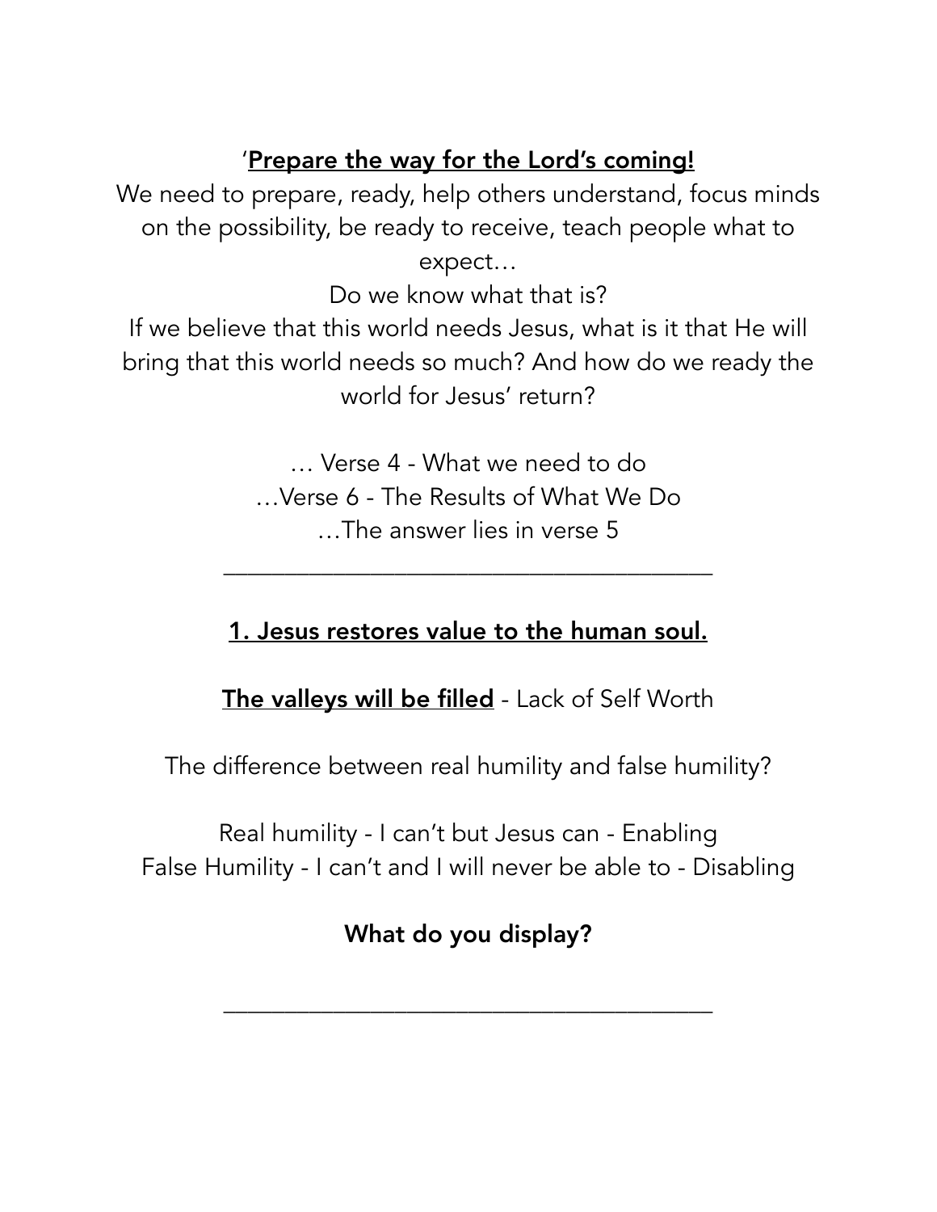'**<u>Prepare the way for the Lord's coming!</u>**

We need to prepare, ready, help others understand, focus minds on the possibility, be ready to receive, teach people what to expect…

Do we know what that is?

If we believe that this world needs Jesus, what is it that He will bring that this world needs so much? And how do we ready the world for Jesus' return?

… Verse 4 - What we need to do

…Verse 6 - The Results of What We Do

…The answer lies in verse 5

---

**<u>1. Jesus restores value to the human soul.</u>**

**<u>The valleys will be filled</u>** - Lack of Self Worth

The difference between real humility and false humility?

Real humility - I can't but Jesus can - Enabling

False Humility - I can't and I will never be able to - Disabling

**What do you display?**

---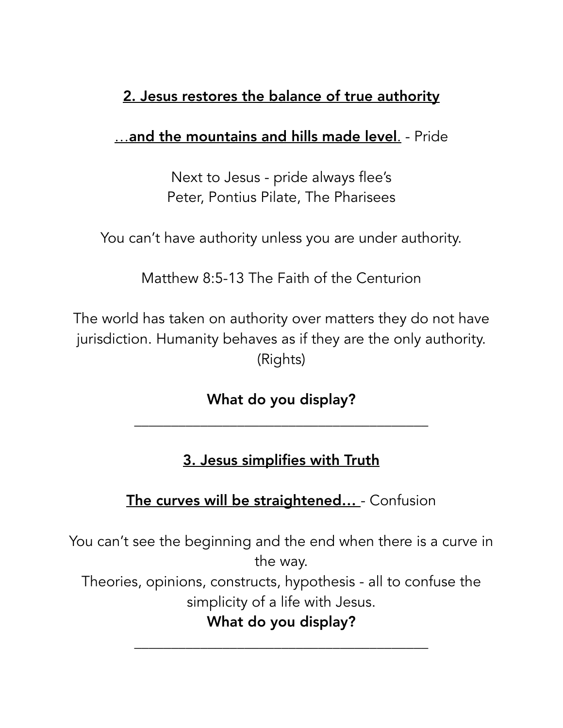## 2. Jesus restores the balance of true authority

**…and the mountains and hills made level**. - Pride

Next to Jesus - pride always flee's
Peter, Pontius Pilate, The Pharisees

You can't have authority unless you are under authority.

Matthew 8:5-13 The Faith of the Centurion

The world has taken on authority over matters they do not have jurisdiction. Humanity behaves as if they are the only authority. (Rights)

**What do you display?**

\_\_\_\_\_\_\_\_\_\_\_\_\_\_\_\_\_\_\_\_\_\_\_\_\_\_\_\_\_\_\_\_\_\_\_\_\_\_\_\_

## 3. Jesus simplifies with Truth

**The curves will be straightened…** - Confusion

You can't see the beginning and the end when there is a curve in the way.
Theories, opinions, constructs, hypothesis - all to confuse the simplicity of a life with Jesus.

**What do you display?**

\_\_\_\_\_\_\_\_\_\_\_\_\_\_\_\_\_\_\_\_\_\_\_\_\_\_\_\_\_\_\_\_\_\_\_\_\_\_\_\_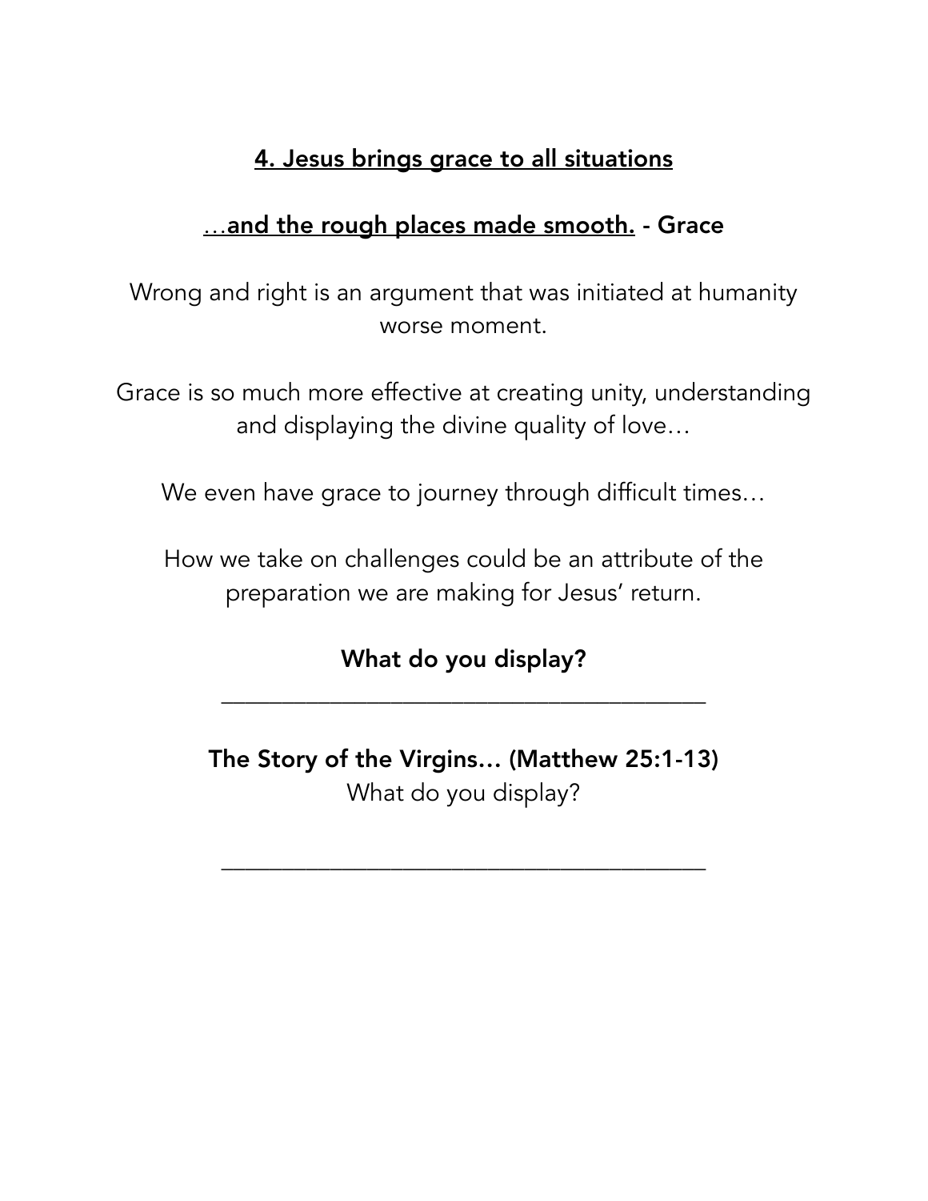## 4. Jesus brings grace to all situations

### …**and the rough places made smooth.** - Grace

Wrong and right is an argument that was initiated at humanity worse moment.

Grace is so much more effective at creating unity, understanding and displaying the divine quality of love…

We even have grace to journey through difficult times…

How we take on challenges could be an attribute of the preparation we are making for Jesus' return.

**What do you display?**

________________________________________

**The Story of the Virgins… (Matthew 25:1-13)**

What do you display?

________________________________________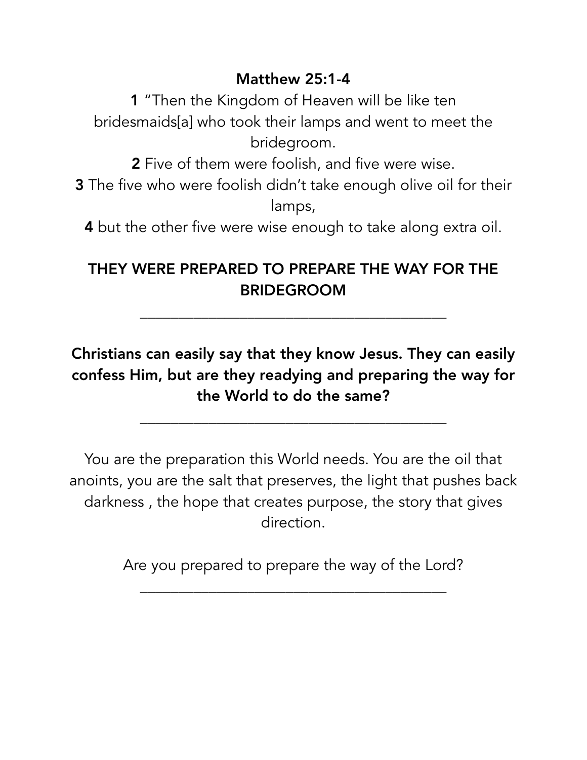**Matthew 25:1-4**

**1** "Then the Kingdom of Heaven will be like ten bridesmaids[a] who took their lamps and went to meet the bridegroom.

**2** Five of them were foolish, and five were wise.

**3** The five who were foolish didn't take enough olive oil for their lamps,

**4** but the other five were wise enough to take along extra oil.

**THEY WERE PREPARED TO PREPARE THE WAY FOR THE BRIDEGROOM**

---

**Christians can easily say that they know Jesus. They can easily confess Him, but are they readying and preparing the way for the World to do the same?**

---

You are the preparation this World needs. You are the oil that anoints, you are the salt that preserves, the light that pushes back darkness , the hope that creates purpose, the story that gives direction.

Are you prepared to prepare the way of the Lord?

---